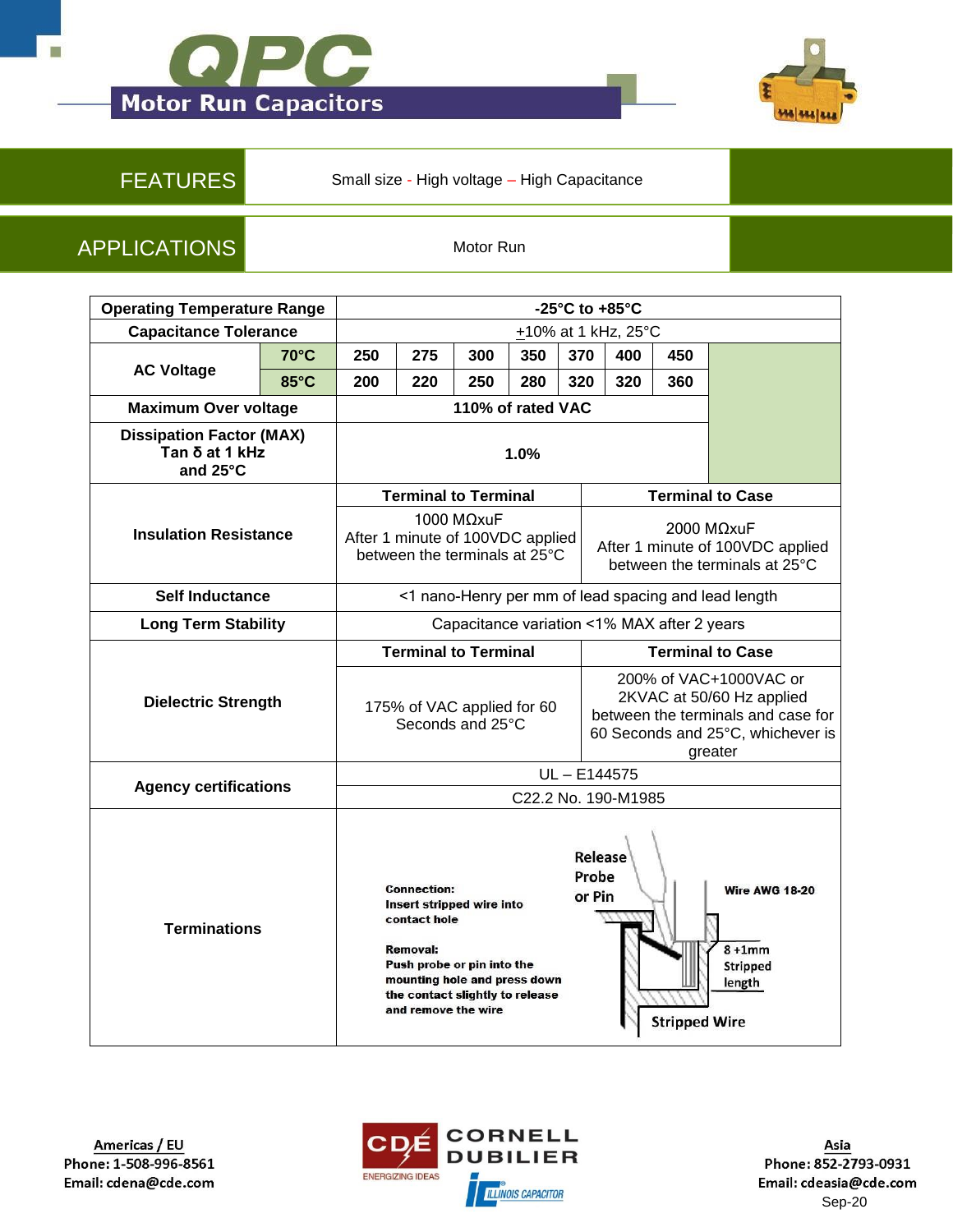# QPC

## Motor Run Capacitors

| FEATURES | Small size - High voltage – High Capacitance |
|---|---|
| APPLICATIONS | Motor Run |

| Operating Temperature Range | | -25°C to +85°C | | | | | | |
|---|---|---|---|---|---|---|---|---|
| Capacitance Tolerance | | ±10% at 1 kHz, 25°C | | | | | | |
| AC Voltage | 70°C | 250 | 275 | 300 | 350 | 370 | 400 | 450 |
| | 85°C | 200 | 220 | 250 | 280 | 320 | 320 | 360 |
| Maximum Over voltage | | 110% of rated VAC | | | | | | |
| Dissipation Factor (MAX) Tan δ at 1 kHz and 25°C | | 1.0% | | | | | | |

| | Terminal to Terminal | Terminal to Case |
|---|---|---|
| Insulation Resistance | 1000 MΩxuF After 1 minute of 100VDC applied between the terminals at 25°C | 2000 MΩxuF After 1 minute of 100VDC applied between the terminals at 25°C |
| Self Inductance | <1 nano-Henry per mm of lead spacing and lead length | |
| Long Term Stability | Capacitance variation <1% MAX after 2 years | |

| | Terminal to Terminal | Terminal to Case |
|---|---|---|
| Dielectric Strength | 175% of VAC applied for 60 Seconds and 25°C | 200% of VAC+1000VAC or 2KVAC at 50/60 Hz applied between the terminals and case for 60 Seconds and 25°C, whichever is greater |
| Agency certifications | UL – E144575 | |
| | C22.2 No. 190-M1985 | |

**Terminations**

**Connection:**
Insert stripped wire into contact hole

**Removal:**
Push probe or pin into the mounting hole and press down the contact slightly to release and remove the wire

Release Probe or Pin

Wire AWG 18-20

8 ±1mm Stripped length

Stripped Wire

**Americas / EU**
Phone: 1-508-996-8561
Email: cdena@cde.com

CDE CORNELL DUBILIER — ENERGIZING IDEAS — ILLINOIS CAPACITOR

**Asia**
Phone: 852-2793-0931
Email: cdeasia@cde.com

Sep-20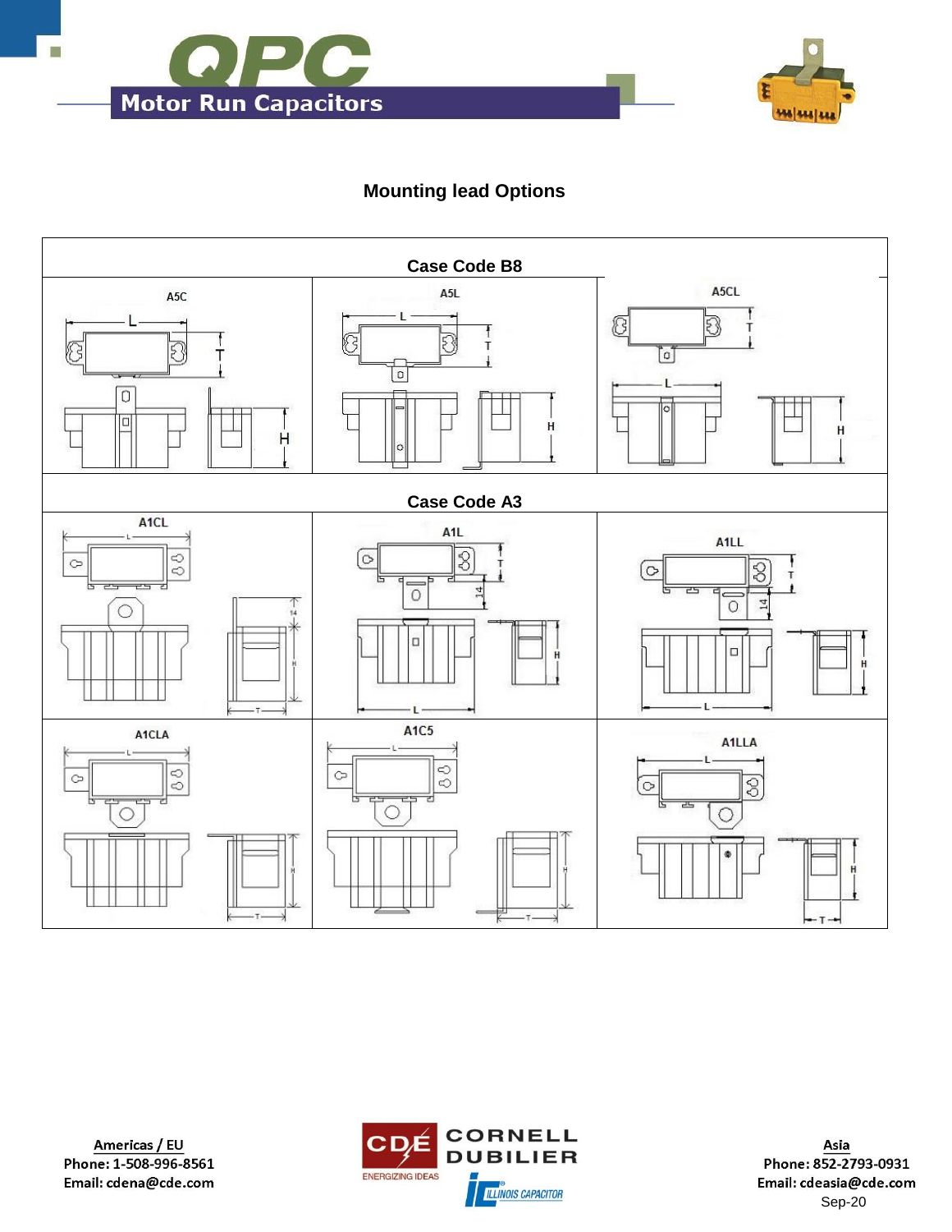## Mounting lead Options

| Case Code B8 | | |
|---|---|---|
| A5C | A5L | A5CL |

| Case Code A3 | | |
|---|---|---|
| A1CL | A1L | A1LL |
| A1CLA | A1C5 | A1LLA |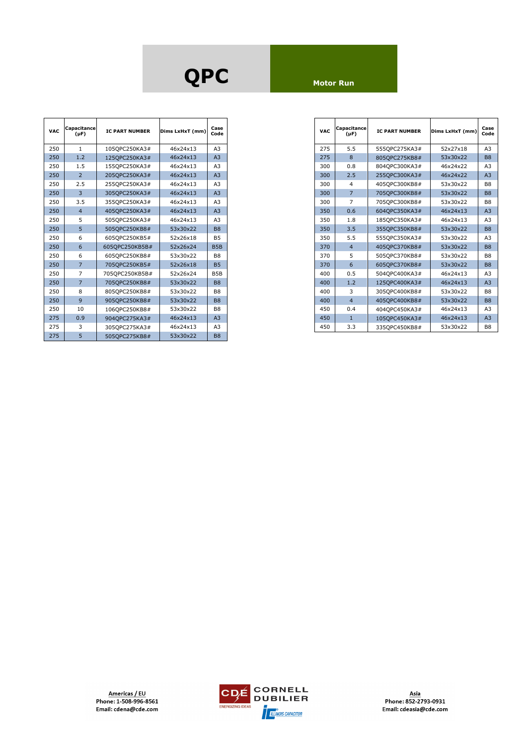# QPC

**Motor Run**

| VAC | Capacitance (µF) | IC PART NUMBER | Dims LxHxT (mm) | Case Code |
|---|---|---|---|---|
| 250 | 1 | 105QPC250KA3# | 46x24x13 | A3 |
| 250 | 1.2 | 125QPC250KA3# | 46x24x13 | A3 |
| 250 | 1.5 | 155QPC250KA3# | 46x24x13 | A3 |
| 250 | 2 | 205QPC250KA3# | 46x24x13 | A3 |
| 250 | 2.5 | 255QPC250KA3# | 46x24x13 | A3 |
| 250 | 3 | 305QPC250KA3# | 46x24x13 | A3 |
| 250 | 3.5 | 355QPC250KA3# | 46x24x13 | A3 |
| 250 | 4 | 405QPC250KA3# | 46x24x13 | A3 |
| 250 | 5 | 505QPC250KA3# | 46x24x13 | A3 |
| 250 | 5 | 505QPC250KB8# | 53x30x22 | B8 |
| 250 | 6 | 605QPC250KB5# | 52x26x18 | B5 |
| 250 | 6 | 605QPC250KB5B# | 52x26x24 | B5B |
| 250 | 6 | 605QPC250KB8# | 53x30x22 | B8 |
| 250 | 7 | 705QPC250KB5# | 52x26x18 | B5 |
| 250 | 7 | 705QPC250KB5B# | 52x26x24 | B5B |
| 250 | 7 | 705QPC250KB8# | 53x30x22 | B8 |
| 250 | 8 | 805QPC250KB8# | 53x30x22 | B8 |
| 250 | 9 | 905QPC250KB8# | 53x30x22 | B8 |
| 250 | 10 | 106QPC250KB8# | 53x30x22 | B8 |
| 275 | 0.9 | 904QPC275KA3# | 46x24x13 | A3 |
| 275 | 3 | 305QPC275KA3# | 46x24x13 | A3 |
| 275 | 5 | 505QPC275KB8# | 53x30x22 | B8 |

| VAC | Capacitance (µF) | IC PART NUMBER | Dims LxHxT (mm) | Case Code |
|---|---|---|---|---|
| 275 | 5.5 | 555QPC275KA3# | 52x27x18 | A3 |
| 275 | 8 | 805QPC275KB8# | 53x30x22 | B8 |
| 300 | 0.8 | 804QPC300KA3# | 46x24x22 | A3 |
| 300 | 2.5 | 255QPC300KA3# | 46x24x22 | A3 |
| 300 | 4 | 405QPC300KB8# | 53x30x22 | B8 |
| 300 | 7 | 705QPC300KB8# | 53x30x22 | B8 |
| 300 | 7 | 705QPC300KB8# | 53x30x22 | B8 |
| 350 | 0.6 | 604QPC350KA3# | 46x24x13 | A3 |
| 350 | 1.8 | 185QPC350KA3# | 46x24x13 | A3 |
| 350 | 3.5 | 355QPC350KB8# | 53x30x22 | B8 |
| 350 | 5.5 | 555QPC350KA3# | 53x30x22 | A3 |
| 370 | 4 | 405QPC370KB8# | 53x30x22 | B8 |
| 370 | 5 | 505QPC370KB8# | 53x30x22 | B8 |
| 370 | 6 | 605QPC370KB8# | 53x30x22 | B8 |
| 400 | 0.5 | 504QPC400KA3# | 46x24x13 | A3 |
| 400 | 1.2 | 125QPC400KA3# | 46x24x13 | A3 |
| 400 | 3 | 305QPC400KB8# | 53x30x22 | B8 |
| 400 | 4 | 405QPC400KB8# | 53x30x22 | B8 |
| 450 | 0.4 | 404QPC450KA3# | 46x24x13 | A3 |
| 450 | 1 | 105QPC450KA3# | 46x24x13 | A3 |
| 450 | 3.3 | 335QPC450KB8# | 53x30x22 | B8 |

Americas / EU
Phone: 1-508-996-8561
Email: cdena@cde.com

CDE CORNELL DUBILIER
ENERGIZING IDEAS
ILLINOIS CAPACITOR

Asia
Phone: 852-2793-0931
Email: cdeasia@cde.com